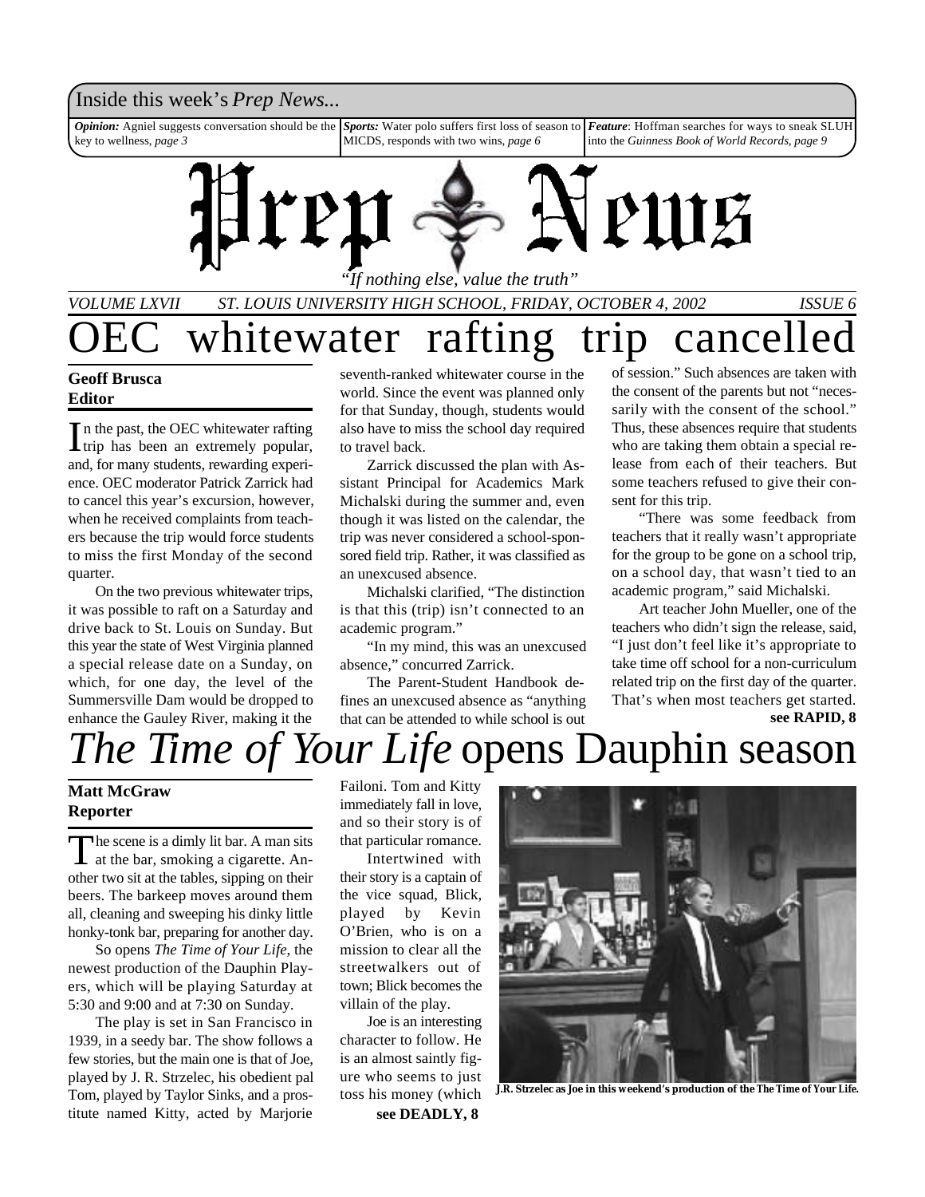Inside this week's *Prep News...*

***Opinion:*** Agniel suggests conversation should be the key to wellness, *page 3*

***Sports:*** Water polo suffers first loss of season to MICDS, responds with two wins, *page 6*

***Feature***: Hoffman searches for ways to sneak SLUH into the *Guinness Book of World Records, page 9*

# Prep News

*"If nothing else, value the truth"*

*VOLUME LXVII ST. LOUIS UNIVERSITY HIGH SCHOOL, FRIDAY, OCTOBER 4, 2002 ISSUE 6*

# OEC whitewater rafting trip cancelled

**Geoff Brusca**
**Editor**

In the past, the OEC whitewater rafting trip has been an extremely popular, and, for many students, rewarding experience. OEC moderator Patrick Zarrick had to cancel this year's excursion, however, when he received complaints from teachers because the trip would force students to miss the first Monday of the second quarter.

On the two previous whitewater trips, it was possible to raft on a Saturday and drive back to St. Louis on Sunday. But this year the state of West Virginia planned a special release date on a Sunday, on which, for one day, the level of the Summersville Dam would be dropped to enhance the Gauley River, making it the seventh-ranked whitewater course in the world. Since the event was planned only for that Sunday, though, students would also have to miss the school day required to travel back.

Zarrick discussed the plan with Assistant Principal for Academics Mark Michalski during the summer and, even though it was listed on the calendar, the trip was never considered a school-sponsored field trip. Rather, it was classified as an unexcused absence.

Michalski clarified, "The distinction is that this (trip) isn't connected to an academic program."

"In my mind, this was an unexcused absence," concurred Zarrick.

The Parent-Student Handbook defines an unexcused absence as "anything that can be attended to while school is out of session." Such absences are taken with the consent of the parents but not "necessarily with the consent of the school." Thus, these absences require that students who are taking them obtain a special release from each of their teachers. But some teachers refused to give their consent for this trip.

"There was some feedback from teachers that it really wasn't appropriate for the group to be gone on a school trip, on a school day, that wasn't tied to an academic program," said Michalski.

Art teacher John Mueller, one of the teachers who didn't sign the release, said, "I just don't feel like it's appropriate to take time off school for a non-curriculum related trip on the first day of the quarter. That's when most teachers get started.

**see RAPID, 8**

# *The Time of Your Life* opens Dauphin season

**Matt McGraw**
**Reporter**

The scene is a dimly lit bar. A man sits at the bar, smoking a cigarette. Another two sit at the tables, sipping on their beers. The barkeep moves around them all, cleaning and sweeping his dinky little honky-tonk bar, preparing for another day.

So opens *The Time of Your Life*, the newest production of the Dauphin Players, which will be playing Saturday at 5:30 and 9:00 and at 7:30 on Sunday.

The play is set in San Francisco in 1939, in a seedy bar. The show follows a few stories, but the main one is that of Joe, played by J. R. Strzelec, his obedient pal Tom, played by Taylor Sinks, and a prostitute named Kitty, acted by Marjorie Failoni. Tom and Kitty immediately fall in love, and so their story is of that particular romance.

Intertwined with their story is a captain of the vice squad, Blick, played by Kevin O'Brien, who is on a mission to clear all the streetwalkers out of town; Blick becomes the villain of the play.

Joe is an interesting character to follow. He is an almost saintly figure who seems to just toss his money (which

**see DEADLY, 8**

**J.R. Strzelec as Joe in this weekend's production of the The Time of Your Life.**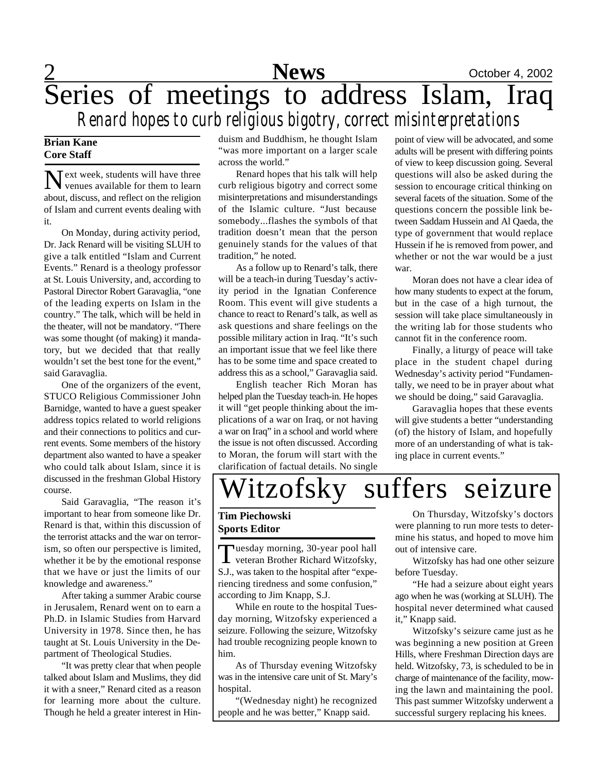# Series of meetings to address Islam, Iraq

## *Renard hopes to curb religious bigotry, correct misinterpretations*

**Brian Kane**
**Core Staff**

Next week, students will have three venues available for them to learn about, discuss, and reflect on the religion of Islam and current events dealing with it.

On Monday, during activity period, Dr. Jack Renard will be visiting SLUH to give a talk entitled "Islam and Current Events." Renard is a theology professor at St. Louis University, and, according to Pastoral Director Robert Garavaglia, "one of the leading experts on Islam in the country." The talk, which will be held in the theater, will not be mandatory. "There was some thought (of making) it mandatory, but we decided that that really wouldn't set the best tone for the event," said Garavaglia.

One of the organizers of the event, STUCO Religious Commissioner John Barnidge, wanted to have a guest speaker address topics related to world religions and their connections to politics and current events. Some members of the history department also wanted to have a speaker who could talk about Islam, since it is discussed in the freshman Global History course.

Said Garavaglia, "The reason it's important to hear from someone like Dr. Renard is that, within this discussion of the terrorist attacks and the war on terrorism, so often our perspective is limited, whether it be by the emotional response that we have or just the limits of our knowledge and awareness."

After taking a summer Arabic course in Jerusalem, Renard went on to earn a Ph.D. in Islamic Studies from Harvard University in 1978. Since then, he has taught at St. Louis University in the Department of Theological Studies.

"It was pretty clear that when people talked about Islam and Muslims, they did it with a sneer," Renard cited as a reason for learning more about the culture. Though he held a greater interest in Hinduism and Buddhism, he thought Islam "was more important on a larger scale across the world."

Renard hopes that his talk will help curb religious bigotry and correct some misinterpretations and misunderstandings of the Islamic culture. "Just because somebody...flashes the symbols of that tradition doesn't mean that the person genuinely stands for the values of that tradition," he noted.

As a follow up to Renard's talk, there will be a teach-in during Tuesday's activity period in the Ignatian Conference Room. This event will give students a chance to react to Renard's talk, as well as ask questions and share feelings on the possible military action in Iraq. "It's such an important issue that we feel like there has to be some time and space created to address this as a school," Garavaglia said.

English teacher Rich Moran has helped plan the Tuesday teach-in. He hopes it will "get people thinking about the implications of a war on Iraq, or not having a war on Iraq" in a school and world where the issue is not often discussed. According to Moran, the forum will start with the clarification of factual details. No single point of view will be advocated, and some adults will be present with differing points of view to keep discussion going. Several questions will also be asked during the session to encourage critical thinking on several facets of the situation. Some of the questions concern the possible link between Saddam Hussein and Al Qaeda, the type of government that would replace Hussein if he is removed from power, and whether or not the war would be a just war.

Moran does not have a clear idea of how many students to expect at the forum, but in the case of a high turnout, the session will take place simultaneously in the writing lab for those students who cannot fit in the conference room.

Finally, a liturgy of peace will take place in the student chapel during Wednesday's activity period "Fundamentally, we need to be in prayer about what we should be doing," said Garavaglia.

Garavaglia hopes that these events will give students a better "understanding (of) the history of Islam, and hopefully more of an understanding of what is taking place in current events."

# Witzofsky suffers seizure

**Tim Piechowski**
**Sports Editor**

Tuesday morning, 30-year pool hall veteran Brother Richard Witzofsky, S.J., was taken to the hospital after "experiencing tiredness and some confusion," according to Jim Knapp, S.J.

While en route to the hospital Tuesday morning, Witzofsky experienced a seizure. Following the seizure, Witzofsky had trouble recognizing people known to him.

As of Thursday evening Witzofsky was in the intensive care unit of St. Mary's hospital.

"(Wednesday night) he recognized people and he was better," Knapp said.

On Thursday, Witzofsky's doctors were planning to run more tests to determine his status, and hoped to move him out of intensive care.

Witzofsky has had one other seizure before Tuesday.

"He had a seizure about eight years ago when he was (working at SLUH). The hospital never determined what caused it," Knapp said.

Witzofsky's seizure came just as he was beginning a new position at Green Hills, where Freshman Direction days are held. Witzofsky, 73, is scheduled to be in charge of maintenance of the facility, mowing the lawn and maintaining the pool. This past summer Witzofsky underwent a successful surgery replacing his knees.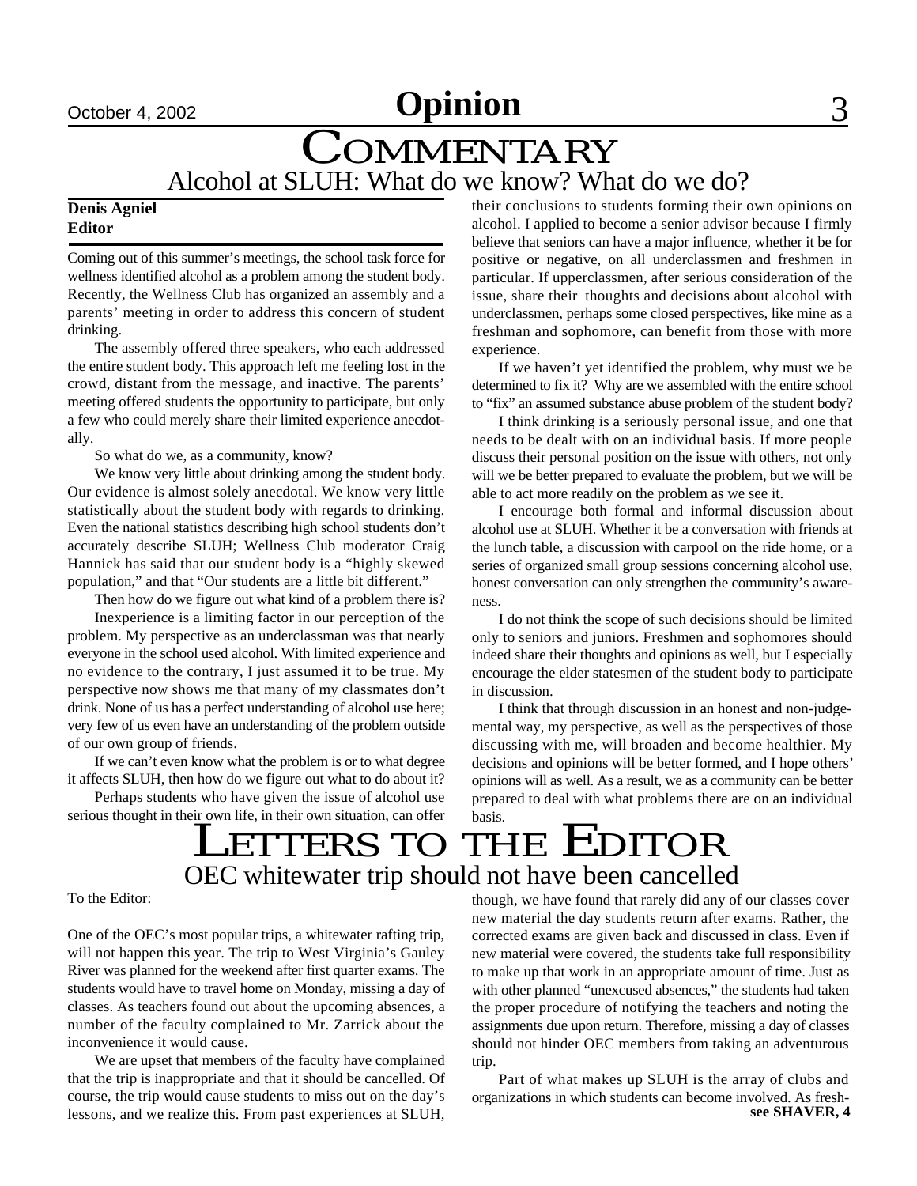# Commentary

## Alcohol at SLUH: What do we know? What do we do?

**Denis Agniel**
**Editor**

Coming out of this summer's meetings, the school task force for wellness identified alcohol as a problem among the student body. Recently, the Wellness Club has organized an assembly and a parents' meeting in order to address this concern of student drinking.

The assembly offered three speakers, who each addressed the entire student body. This approach left me feeling lost in the crowd, distant from the message, and inactive. The parents' meeting offered students the opportunity to participate, but only a few who could merely share their limited experience anecdotally.

So what do we, as a community, know?

We know very little about drinking among the student body. Our evidence is almost solely anecdotal. We know very little statistically about the student body with regards to drinking. Even the national statistics describing high school students don't accurately describe SLUH; Wellness Club moderator Craig Hannick has said that our student body is a "highly skewed population," and that "Our students are a little bit different."

Then how do we figure out what kind of a problem there is?

Inexperience is a limiting factor in our perception of the problem. My perspective as an underclassman was that nearly everyone in the school used alcohol. With limited experience and no evidence to the contrary, I just assumed it to be true. My perspective now shows me that many of my classmates don't drink. None of us has a perfect understanding of alcohol use here; very few of us even have an understanding of the problem outside of our own group of friends.

If we can't even know what the problem is or to what degree it affects SLUH, then how do we figure out what to do about it?

Perhaps students who have given the issue of alcohol use serious thought in their own life, in their own situation, can offer their conclusions to students forming their own opinions on alcohol. I applied to become a senior advisor because I firmly believe that seniors can have a major influence, whether it be for positive or negative, on all underclassmen and freshmen in particular. If upperclassmen, after serious consideration of the issue, share their thoughts and decisions about alcohol with underclassmen, perhaps some closed perspectives, like mine as a freshman and sophomore, can benefit from those with more experience.

If we haven't yet identified the problem, why must we be determined to fix it? Why are we assembled with the entire school to "fix" an assumed substance abuse problem of the student body?

I think drinking is a seriously personal issue, and one that needs to be dealt with on an individual basis. If more people discuss their personal position on the issue with others, not only will we be better prepared to evaluate the problem, but we will be able to act more readily on the problem as we see it.

I encourage both formal and informal discussion about alcohol use at SLUH. Whether it be a conversation with friends at the lunch table, a discussion with carpool on the ride home, or a series of organized small group sessions concerning alcohol use, honest conversation can only strengthen the community's awareness.

I do not think the scope of such decisions should be limited only to seniors and juniors. Freshmen and sophomores should indeed share their thoughts and opinions as well, but I especially encourage the elder statesmen of the student body to participate in discussion.

I think that through discussion in an honest and non-judgemental way, my perspective, as well as the perspectives of those discussing with me, will broaden and become healthier. My decisions and opinions will be better formed, and I hope others' opinions will as well. As a result, we as a community can be better prepared to deal with what problems there are on an individual basis.

# Letters to the Editor

## OEC whitewater trip should not have been cancelled

To the Editor:

One of the OEC's most popular trips, a whitewater rafting trip, will not happen this year. The trip to West Virginia's Gauley River was planned for the weekend after first quarter exams. The students would have to travel home on Monday, missing a day of classes. As teachers found out about the upcoming absences, a number of the faculty complained to Mr. Zarrick about the inconvenience it would cause.

We are upset that members of the faculty have complained that the trip is inappropriate and that it should be cancelled. Of course, the trip would cause students to miss out on the day's lessons, and we realize this. From past experiences at SLUH, though, we have found that rarely did any of our classes cover new material the day students return after exams. Rather, the corrected exams are given back and discussed in class. Even if new material were covered, the students take full responsibility to make up that work in an appropriate amount of time. Just as with other planned "unexcused absences," the students had taken the proper procedure of notifying the teachers and noting the assignments due upon return. Therefore, missing a day of classes should not hinder OEC members from taking an adventurous trip.

Part of what makes up SLUH is the array of clubs and organizations in which students can become involved. As fresh-

**see SHAVER, 4**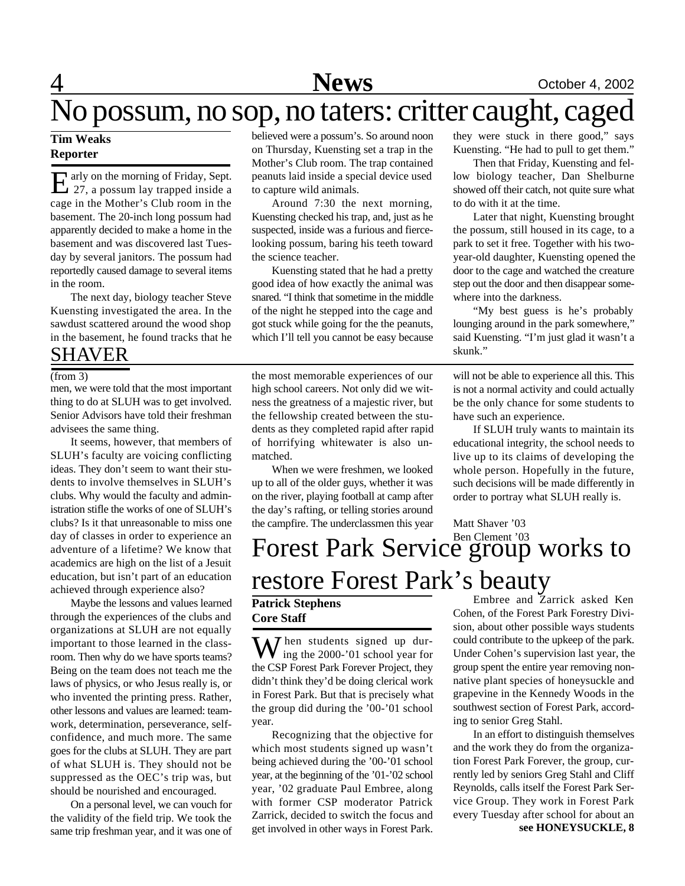# No possum, no sop, no taters: critter caught, caged

**Tim Weaks**
**Reporter**

Early on the morning of Friday, Sept. 27, a possum lay trapped inside a cage in the Mother's Club room in the basement. The 20-inch long possum had apparently decided to make a home in the basement and was discovered last Tuesday by several janitors. The possum had reportedly caused damage to several items in the room.

The next day, biology teacher Steve Kuensting investigated the area. In the sawdust scattered around the wood shop in the basement, he found tracks that he believed were a possum's. So around noon on Thursday, Kuensting set a trap in the Mother's Club room. The trap contained peanuts laid inside a special device used to capture wild animals.

Around 7:30 the next morning, Kuensting checked his trap, and, just as he suspected, inside was a furious and fierce-looking possum, baring his teeth toward the science teacher.

Kuensting stated that he had a pretty good idea of how exactly the animal was snared. "I think that sometime in the middle of the night he stepped into the cage and got stuck while going for the the peanuts, which I'll tell you cannot be easy because they were stuck in there good," says Kuensting. "He had to pull to get them."

Then that Friday, Kuensting and fellow biology teacher, Dan Shelburne showed off their catch, not quite sure what to do with it at the time.

Later that night, Kuensting brought the possum, still housed in its cage, to a park to set it free. Together with his two-year-old daughter, Kuensting opened the door to the cage and watched the creature step out the door and then disappear somewhere into the darkness.

"My best guess is he's probably lounging around in the park somewhere," said Kuensting. "I'm just glad it wasn't a skunk."

## SHAVER

(from 3)

men, we were told that the most important thing to do at SLUH was to get involved. Senior Advisors have told their freshman advisees the same thing.

It seems, however, that members of SLUH's faculty are voicing conflicting ideas. They don't seem to want their students to involve themselves in SLUH's clubs. Why would the faculty and administration stifle the works of one of SLUH's clubs? Is it that unreasonable to miss one day of classes in order to experience an adventure of a lifetime? We know that academics are high on the list of a Jesuit education, but isn't part of an education achieved through experience also?

Maybe the lessons and values learned through the experiences of the clubs and organizations at SLUH are not equally important to those learned in the classroom. Then why do we have sports teams? Being on the team does not teach me the laws of physics, or who Jesus really is, or who invented the printing press. Rather, other lessons and values are learned: teamwork, determination, perseverance, self-confidence, and much more. The same goes for the clubs at SLUH. They are part of what SLUH is. They should not be suppressed as the OEC's trip was, but should be nourished and encouraged.

On a personal level, we can vouch for the validity of the field trip. We took the same trip freshman year, and it was one of the most memorable experiences of our high school careers. Not only did we witness the greatness of a majestic river, but the fellowship created between the students as they completed rapid after rapid of horrifying whitewater is also unmatched.

When we were freshmen, we looked up to all of the older guys, whether it was on the river, playing football at camp after the day's rafting, or telling stories around the campfire. The underclassmen this year will not be able to experience all this. This is not a normal activity and could actually be the only chance for some students to have such an experience.

If SLUH truly wants to maintain its educational integrity, the school needs to live up to its claims of developing the whole person. Hopefully in the future, such decisions will be made differently in order to portray what SLUH really is.

Matt Shaver '03
Ben Clement '03

# Forest Park Service group works to restore Forest Park's beauty

**Patrick Stephens**
**Core Staff**

When students signed up during the 2000-'01 school year for the CSP Forest Park Forever Project, they didn't think they'd be doing clerical work in Forest Park. But that is precisely what the group did during the '00-'01 school year.

Recognizing that the objective for which most students signed up wasn't being achieved during the '00-'01 school year, at the beginning of the '01-'02 school year, '02 graduate Paul Embree, along with former CSP moderator Patrick Zarrick, decided to switch the focus and get involved in other ways in Forest Park.

Embree and Zarrick asked Ken Cohen, of the Forest Park Forestry Division, about other possible ways students could contribute to the upkeep of the park. Under Cohen's supervision last year, the group spent the entire year removing non-native plant species of honeysuckle and grapevine in the Kennedy Woods in the southwest section of Forest Park, according to senior Greg Stahl.

In an effort to distinguish themselves and the work they do from the organization Forest Park Forever, the group, currently led by seniors Greg Stahl and Cliff Reynolds, calls itself the Forest Park Service Group. They work in Forest Park every Tuesday after school for about an

**see HONEYSUCKLE, 8**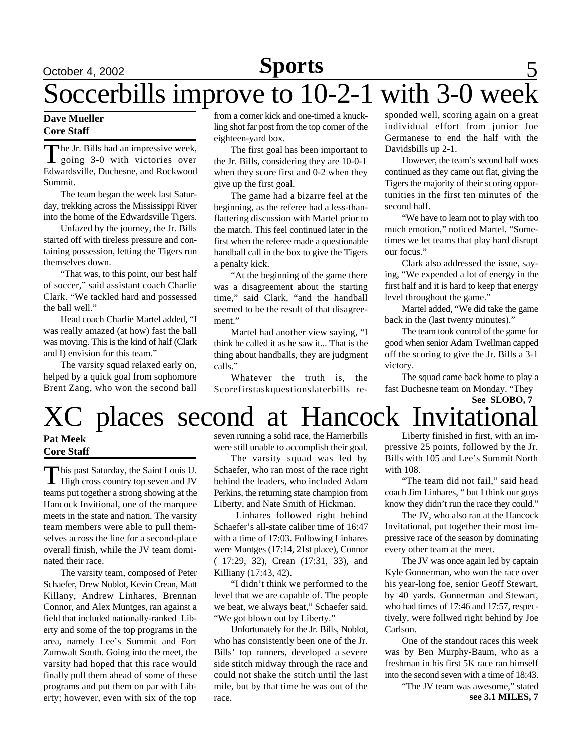# Soccerbills improve to 10-2-1 with 3-0 week

**Dave Mueller**
**Core Staff**

The Jr. Bills had an impressive week, going 3-0 with victories over Edwardsville, Duchesne, and Rockwood Summit.

The team began the week last Saturday, trekking across the Mississippi River into the home of the Edwardsville Tigers.

Unfazed by the journey, the Jr. Bills started off with tireless pressure and containing possession, letting the Tigers run themselves down.

"That was, to this point, our best half of soccer," said assistant coach Charlie Clark. "We tackled hard and possessed the ball well."

Head coach Charlie Martel added, "I was really amazed (at how) fast the ball was moving. This is the kind of half (Clark and I) envision for this team."

The varsity squad relaxed early on, helped by a quick goal from sophomore Brent Zang, who won the second ball from a corner kick and one-timed a knuckling shot far post from the top corner of the eighteen-yard box.

The first goal has been important to the Jr. Bills, considering they are 10-0-1 when they score first and 0-2 when they give up the first goal.

The game had a bizarre feel at the beginning, as the referee had a less-than-flattering discussion with Martel prior to the match. This feel continued later in the first when the referee made a questionable handball call in the box to give the Tigers a penalty kick.

"At the beginning of the game there was a disagreement about the starting time," said Clark, "and the handball seemed to be the result of that disagreement."

Martel had another view saying, "I think he called it as he saw it... That is the thing about handballs, they are judgment calls."

Whatever the truth is, the Scorefirstaskquestionslaterbills responded well, scoring again on a great individual effort from junior Joe Germanese to end the half with the Davidsbills up 2-1.

However, the team's second half woes continued as they came out flat, giving the Tigers the majority of their scoring opportunities in the first ten minutes of the second half.

"We have to learn not to play with too much emotion," noticed Martel. "Sometimes we let teams that play hard disrupt our focus."

Clark also addressed the issue, saying, "We expended a lot of energy in the first half and it is hard to keep that energy level throughout the game."

Martel added, "We did take the game back in the (last twenty minutes)."

The team took control of the game for good when senior Adam Twellman capped off the scoring to give the Jr. Bills a 3-1 victory.

The squad came back home to play a fast Duchesne team on Monday. "They

**See SLOBO, 7**

# XC places second at Hancock Invitational

**Pat Meek**
**Core Staff**

This past Saturday, the Saint Louis U. High cross country top seven and JV teams put together a strong showing at the Hancock Invitional, one of the marquee meets in the state and nation. The varsity team members were able to pull themselves across the line for a second-place overall finish, while the JV team dominated their race.

The varsity team, composed of Peter Schaefer, Drew Noblot, Kevin Crean, Matt Killany, Andrew Linhares, Brennan Connor, and Alex Muntges, ran against a field that included nationally-ranked Liberty and some of the top programs in the area, namely Lee's Summit and Fort Zumwalt South. Going into the meet, the varsity had hoped that this race would finally pull them ahead of some of these programs and put them on par with Liberty; however, even with six of the top seven running a solid race, the Harrierbills were still unable to accomplish their goal.

The varsity squad was led by Schaefer, who ran most of the race right behind the leaders, who included Adam Perkins, the returning state champion from Liberty, and Nate Smith of Hickman.

Linhares followed right behind Schaefer's all-state caliber time of 16:47 with a time of 17:03. Following Linhares were Muntges (17:14, 21st place), Connor ( 17:29, 32), Crean (17:31, 33), and Killiany (17:43, 42).

"I didn't think we performed to the level that we are capable of. The people we beat, we always beat," Schaefer said. "We got blown out by Liberty."

Unfortunately for the Jr. Bills, Noblot, who has consistently been one of the Jr. Bills' top runners, developed a severe side stitch midway through the race and could not shake the stitch until the last mile, but by that time he was out of the race.

Liberty finished in first, with an impressive 25 points, followed by the Jr. Bills with 105 and Lee's Summit North with 108.

"The team did not fail," said head coach Jim Linhares, " but I think our guys know they didn't run the race they could."

The JV, who also ran at the Hancock Invitational, put together their most impressive race of the season by dominating every other team at the meet.

The JV was once again led by captain Kyle Gonnerman, who won the race over his year-long foe, senior Geoff Stewart, by 40 yards. Gonnerman and Stewart, who had times of 17:46 and 17:57, respectively, were follwed right behind by Joe Carlson.

One of the standout races this week was by Ben Murphy-Baum, who as a freshman in his first 5K race ran himself into the second seven with a time of 18:43.

"The JV team was awesome," stated

**see 3.1 MILES, 7**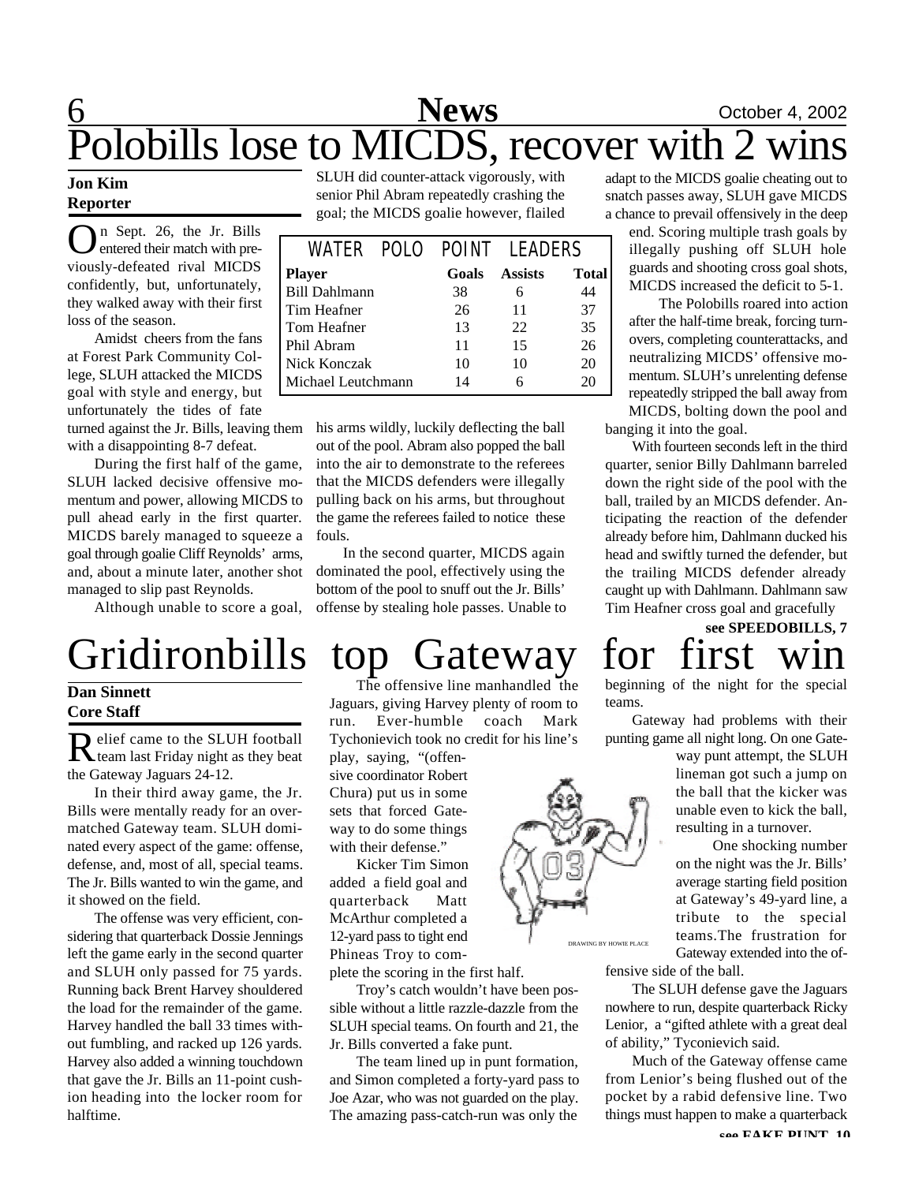# Polobills lose to MICDS, recover with 2 wins

**Jon Kim**
**Reporter**

On Sept. 26, the Jr. Bills entered their match with previously-defeated rival MICDS confidently, but, unfortunately, they walked away with their first loss of the season.

Amidst cheers from the fans at Forest Park Community College, SLUH attacked the MICDS goal with style and energy, but unfortunately the tides of fate turned against the Jr. Bills, leaving them with a disappointing 8-7 defeat.

During the first half of the game, SLUH lacked decisive offensive momentum and power, allowing MICDS to pull ahead early in the first quarter. MICDS barely managed to squeeze a goal through goalie Cliff Reynolds' arms, and, about a minute later, another shot managed to slip past Reynolds.

Although unable to score a goal, SLUH did counter-attack vigorously, with senior Phil Abram repeatedly crashing the goal; the MICDS goalie however, flailed his arms wildly, luckily deflecting the ball out of the pool. Abram also popped the ball into the air to demonstrate to the referees that the MICDS defenders were illegally pulling back on his arms, but throughout the game the referees failed to notice these fouls.

In the second quarter, MICDS again dominated the pool, effectively using the bottom of the pool to snuff out the Jr. Bills' offense by stealing hole passes. Unable to adapt to the MICDS goalie cheating out to snatch passes away, SLUH gave MICDS a chance to prevail offensively in the deep end. Scoring multiple trash goals by illegally pushing off SLUH hole guards and shooting cross goal shots, MICDS increased the deficit to 5-1.

The Polobills roared into action after the half-time break, forcing turnovers, completing counterattacks, and neutralizing MICDS' offensive momentum. SLUH's unrelenting defense repeatedly stripped the ball away from MICDS, bolting down the pool and banging it into the goal.

With fourteen seconds left in the third quarter, senior Billy Dahlmann barreled down the right side of the pool with the ball, trailed by an MICDS defender. Anticipating the reaction of the defender already before him, Dahlmann ducked his head and swiftly turned the defender, but the trailing MICDS defender already caught up with Dahlmann. Dahlmann saw Tim Heafner cross goal and gracefully

**see SPEEDOBILLS, 7**

**WATER POLO POINT LEADERS**

| Player | Goals | Assists | Total |
|---|---|---|---|
| Bill Dahlmann | 38 | 6 | 44 |
| Tim Heafner | 26 | 11 | 37 |
| Tom Heafner | 13 | 22 | 35 |
| Phil Abram | 11 | 15 | 26 |
| Nick Konczak | 10 | 10 | 20 |
| Michael Leutchmann | 14 | 6 | 20 |

# Gridironbills top Gateway for first win

**Dan Sinnett**
**Core Staff**

Relief came to the SLUH football team last Friday night as they beat the Gateway Jaguars 24-12.

In their third away game, the Jr. Bills were mentally ready for an overmatched Gateway team. SLUH dominated every aspect of the game: offense, defense, and, most of all, special teams. The Jr. Bills wanted to win the game, and it showed on the field.

The offense was very efficient, considering that quarterback Dossie Jennings left the game early in the second quarter and SLUH only passed for 75 yards. Running back Brent Harvey shouldered the load for the remainder of the game. Harvey handled the ball 33 times without fumbling, and racked up 126 yards. Harvey also added a winning touchdown that gave the Jr. Bills an 11-point cushion heading into the locker room for halftime.

The offensive line manhandled the Jaguars, giving Harvey plenty of room to run. Ever-humble coach Mark Tychonievich took no credit for his line's play, saying, "(offensive coordinator Robert Chura) put us in some sets that forced Gateway to do some things with their defense."

Kicker Tim Simon added a field goal and quarterback Matt McArthur completed a 12-yard pass to tight end Phineas Troy to complete the scoring in the first half.

Troy's catch wouldn't have been possible without a little razzle-dazzle from the SLUH special teams. On fourth and 21, the Jr. Bills converted a fake punt.

The team lined up in punt formation, and Simon completed a forty-yard pass to Joe Azar, who was not guarded on the play. The amazing pass-catch-run was only the beginning of the night for the special teams.

DRAWING BY HOWIE PLACE

Gateway had problems with their punting game all night long. On one Gateway punt attempt, the SLUH lineman got such a jump on the ball that the kicker was unable even to kick the ball, resulting in a turnover.

One shocking number on the night was the Jr. Bills' average starting field position at Gateway's 49-yard line, a tribute to the special teams.The frustration for Gateway extended into the offensive side of the ball.

The SLUH defense gave the Jaguars nowhere to run, despite quarterback Ricky Lenior, a "gifted athlete with a great deal of ability," Tyconievich said.

Much of the Gateway offense came from Lenior's being flushed out of the pocket by a rabid defensive line. Two things must happen to make a quarterback

**see FAKE PUNT, 10**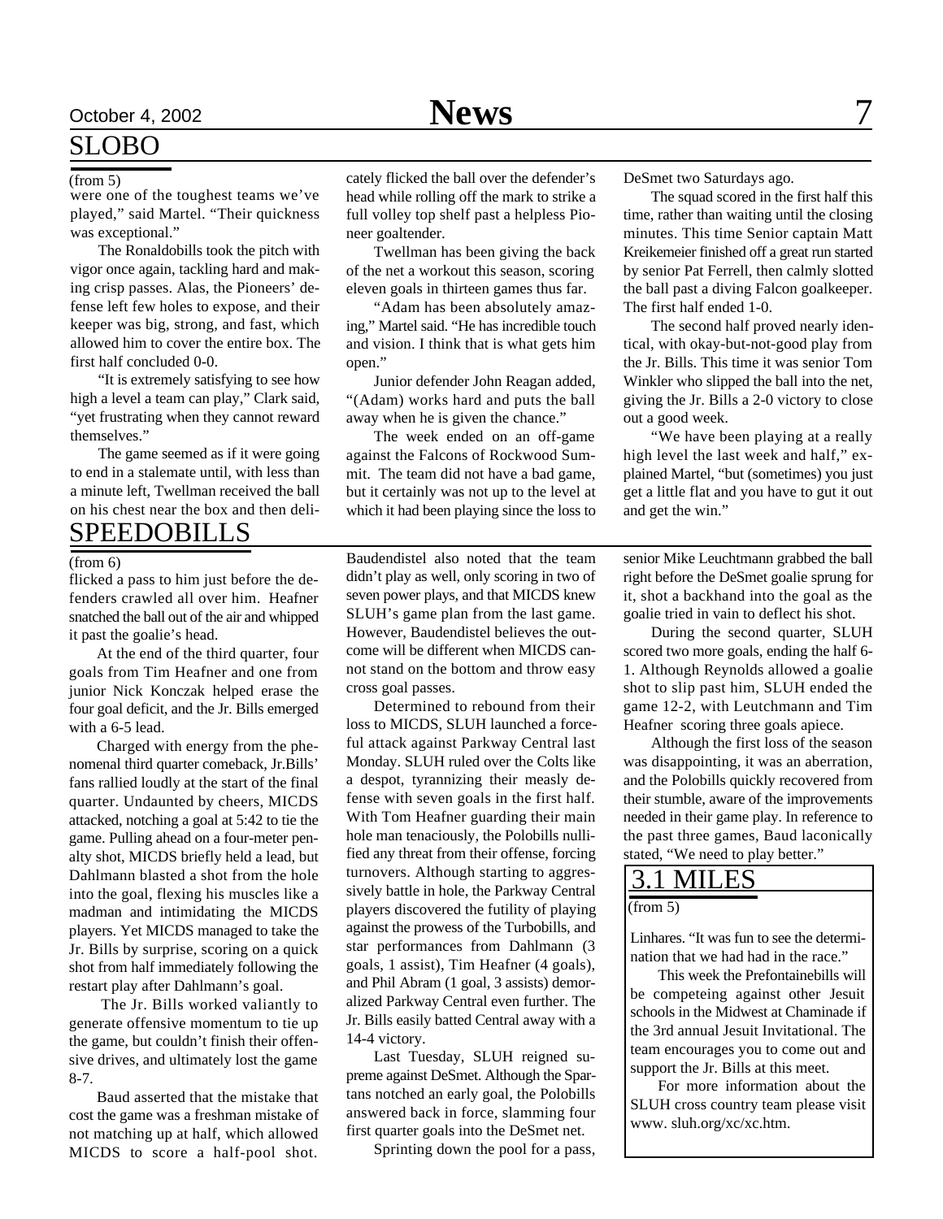## SLOBO

(from 5)

were one of the toughest teams we've played," said Martel. "Their quickness was exceptional."

The Ronaldobills took the pitch with vigor once again, tackling hard and making crisp passes. Alas, the Pioneers' defense left few holes to expose, and their keeper was big, strong, and fast, which allowed him to cover the entire box. The first half concluded 0-0.

"It is extremely satisfying to see how high a level a team can play," Clark said, "yet frustrating when they cannot reward themselves."

The game seemed as if it were going to end in a stalemate until, with less than a minute left, Twellman received the ball on his chest near the box and then delicately flicked the ball over the defender's head while rolling off the mark to strike a full volley top shelf past a helpless Pioneer goaltender.

Twellman has been giving the back of the net a workout this season, scoring eleven goals in thirteen games thus far.

"Adam has been absolutely amazing," Martel said. "He has incredible touch and vision. I think that is what gets him open."

Junior defender John Reagan added, "(Adam) works hard and puts the ball away when he is given the chance."

The week ended on an off-game against the Falcons of Rockwood Summit. The team did not have a bad game, but it certainly was not up to the level at which it had been playing since the loss to DeSmet two Saturdays ago.

The squad scored in the first half this time, rather than waiting until the closing minutes. This time Senior captain Matt Kreikemeier finished off a great run started by senior Pat Ferrell, then calmly slotted the ball past a diving Falcon goalkeeper. The first half ended 1-0.

The second half proved nearly identical, with okay-but-not-good play from the Jr. Bills. This time it was senior Tom Winkler who slipped the ball into the net, giving the Jr. Bills a 2-0 victory to close out a good week.

"We have been playing at a really high level the last week and half," explained Martel, "but (sometimes) you just get a little flat and you have to gut it out and get the win."

## SPEEDOBILLS

(from 6)

flicked a pass to him just before the defenders crawled all over him. Heafner snatched the ball out of the air and whipped it past the goalie's head.

At the end of the third quarter, four goals from Tim Heafner and one from junior Nick Konczak helped erase the four goal deficit, and the Jr. Bills emerged with a 6-5 lead.

Charged with energy from the phenomenal third quarter comeback, Jr.Bills' fans rallied loudly at the start of the final quarter. Undaunted by cheers, MICDS attacked, notching a goal at 5:42 to tie the game. Pulling ahead on a four-meter penalty shot, MICDS briefly held a lead, but Dahlmann blasted a shot from the hole into the goal, flexing his muscles like a madman and intimidating the MICDS players. Yet MICDS managed to take the Jr. Bills by surprise, scoring on a quick shot from half immediately following the restart play after Dahlmann's goal.

The Jr. Bills worked valiantly to generate offensive momentum to tie up the game, but couldn't finish their offensive drives, and ultimately lost the game 8-7.

Baud asserted that the mistake that cost the game was a freshman mistake of not matching up at half, which allowed MICDS to score a half-pool shot. Baudendistel also noted that the team didn't play as well, only scoring in two of seven power plays, and that MICDS knew SLUH's game plan from the last game. However, Baudendistel believes the outcome will be different when MICDS cannot stand on the bottom and throw easy cross goal passes.

Determined to rebound from their loss to MICDS, SLUH launched a forceful attack against Parkway Central last Monday. SLUH ruled over the Colts like a despot, tyrannizing their measly defense with seven goals in the first half. With Tom Heafner guarding their main hole man tenaciously, the Polobills nullified any threat from their offense, forcing turnovers. Although starting to aggressively battle in hole, the Parkway Central players discovered the futility of playing against the prowess of the Turbobills, and star performances from Dahlmann (3 goals, 1 assist), Tim Heafner (4 goals), and Phil Abram (1 goal, 3 assists) demoralized Parkway Central even further. The Jr. Bills easily batted Central away with a 14-4 victory.

Last Tuesday, SLUH reigned supreme against DeSmet. Although the Spartans notched an early goal, the Polobills answered back in force, slamming four first quarter goals into the DeSmet net.

Sprinting down the pool for a pass, senior Mike Leuchtmann grabbed the ball right before the DeSmet goalie sprung for it, shot a backhand into the goal as the goalie tried in vain to deflect his shot.

During the second quarter, SLUH scored two more goals, ending the half 6-1. Although Reynolds allowed a goalie shot to slip past him, SLUH ended the game 12-2, with Leutchmann and Tim Heafner scoring three goals apiece.

Although the first loss of the season was disappointing, it was an aberration, and the Polobills quickly recovered from their stumble, aware of the improvements needed in their game play. In reference to the past three games, Baud laconically stated, "We need to play better."

## 3.1 MILES

(from 5)

Linhares. "It was fun to see the determination that we had had in the race."

This week the Prefontainebills will be competeing against other Jesuit schools in the Midwest at Chaminade if the 3rd annual Jesuit Invitational. The team encourages you to come out and support the Jr. Bills at this meet.

For more information about the SLUH cross country team please visit www. sluh.org/xc/xc.htm.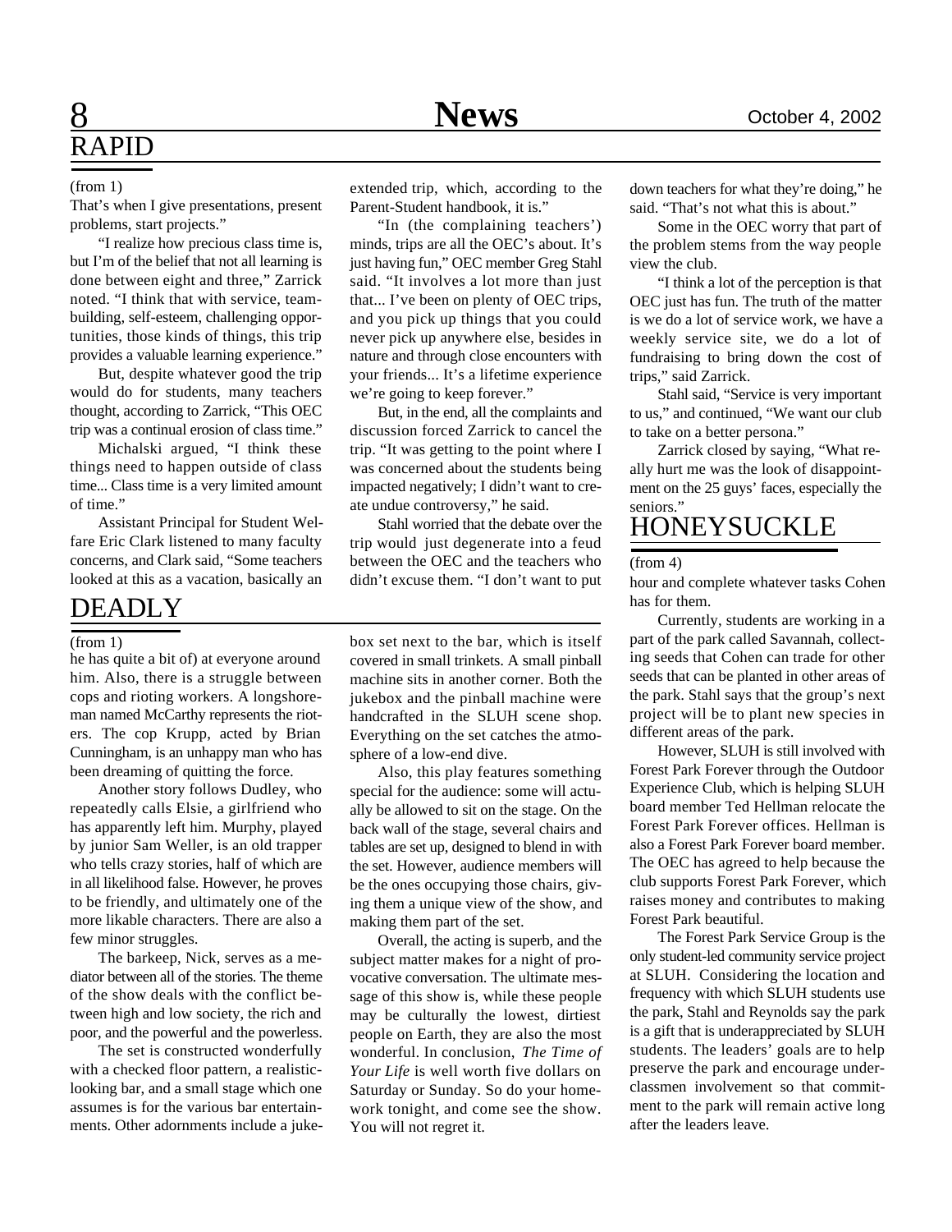## RAPID

(from 1)

That's when I give presentations, present problems, start projects."

"I realize how precious class time is, but I'm of the belief that not all learning is done between eight and three," Zarrick noted. "I think that with service, team-building, self-esteem, challenging opportunities, those kinds of things, this trip provides a valuable learning experience."

But, despite whatever good the trip would do for students, many teachers thought, according to Zarrick, "This OEC trip was a continual erosion of class time."

Michalski argued, "I think these things need to happen outside of class time... Class time is a very limited amount of time."

Assistant Principal for Student Welfare Eric Clark listened to many faculty concerns, and Clark said, "Some teachers looked at this as a vacation, basically an extended trip, which, according to the Parent-Student handbook, it is."

"In (the complaining teachers') minds, trips are all the OEC's about. It's just having fun," OEC member Greg Stahl said. "It involves a lot more than just that... I've been on plenty of OEC trips, and you pick up things that you could never pick up anywhere else, besides in nature and through close encounters with your friends... It's a lifetime experience we're going to keep forever."

But, in the end, all the complaints and discussion forced Zarrick to cancel the trip. "It was getting to the point where I was concerned about the students being impacted negatively; I didn't want to create undue controversy," he said.

Stahl worried that the debate over the trip would just degenerate into a feud between the OEC and the teachers who didn't excuse them. "I don't want to put down teachers for what they're doing," he said. "That's not what this is about."

Some in the OEC worry that part of the problem stems from the way people view the club.

"I think a lot of the perception is that OEC just has fun. The truth of the matter is we do a lot of service work, we have a weekly service site, we do a lot of fundraising to bring down the cost of trips," said Zarrick.

Stahl said, "Service is very important to us," and continued, "We want our club to take on a better persona."

Zarrick closed by saying, "What really hurt me was the look of disappointment on the 25 guys' faces, especially the seniors."

## DEADLY

(from 1)

he has quite a bit of) at everyone around him. Also, there is a struggle between cops and rioting workers. A longshoreman named McCarthy represents the rioters. The cop Krupp, acted by Brian Cunningham, is an unhappy man who has been dreaming of quitting the force.

Another story follows Dudley, who repeatedly calls Elsie, a girlfriend who has apparently left him. Murphy, played by junior Sam Weller, is an old trapper who tells crazy stories, half of which are in all likelihood false. However, he proves to be friendly, and ultimately one of the more likable characters. There are also a few minor struggles.

The barkeep, Nick, serves as a mediator between all of the stories. The theme of the show deals with the conflict between high and low society, the rich and poor, and the powerful and the powerless.

The set is constructed wonderfully with a checked floor pattern, a realistic-looking bar, and a small stage which one assumes is for the various bar entertainments. Other adornments include a jukebox set next to the bar, which is itself covered in small trinkets. A small pinball machine sits in another corner. Both the jukebox and the pinball machine were handcrafted in the SLUH scene shop. Everything on the set catches the atmosphere of a low-end dive.

Also, this play features something special for the audience: some will actually be allowed to sit on the stage. On the back wall of the stage, several chairs and tables are set up, designed to blend in with the set. However, audience members will be the ones occupying those chairs, giving them a unique view of the show, and making them part of the set.

Overall, the acting is superb, and the subject matter makes for a night of provocative conversation. The ultimate message of this show is, while these people may be culturally the lowest, dirtiest people on Earth, they are also the most wonderful. In conclusion, *The Time of Your Life* is well worth five dollars on Saturday or Sunday. So do your homework tonight, and come see the show. You will not regret it.

## HONEYSUCKLE

(from 4)

hour and complete whatever tasks Cohen has for them.

Currently, students are working in a part of the park called Savannah, collecting seeds that Cohen can trade for other seeds that can be planted in other areas of the park. Stahl says that the group's next project will be to plant new species in different areas of the park.

However, SLUH is still involved with Forest Park Forever through the Outdoor Experience Club, which is helping SLUH board member Ted Hellman relocate the Forest Park Forever offices. Hellman is also a Forest Park Forever board member. The OEC has agreed to help because the club supports Forest Park Forever, which raises money and contributes to making Forest Park beautiful.

The Forest Park Service Group is the only student-led community service project at SLUH. Considering the location and frequency with which SLUH students use the park, Stahl and Reynolds say the park is a gift that is underappreciated by SLUH students. The leaders' goals are to help preserve the park and encourage underclassmen involvement so that commitment to the park will remain active long after the leaders leave.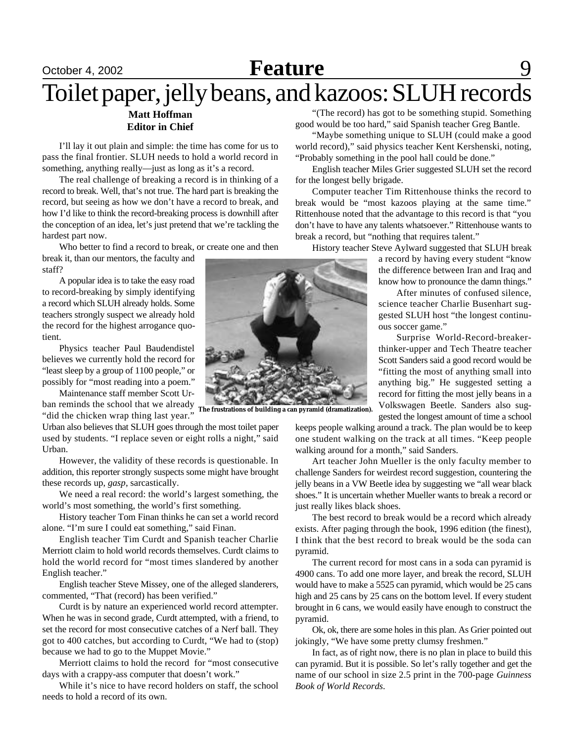# Toilet paper, jelly beans, and kazoos: SLUH records

**Matt Hoffman**
**Editor in Chief**

I'll lay it out plain and simple: the time has come for us to pass the final frontier. SLUH needs to hold a world record in something, anything really—just as long as it's a record.

The real challenge of breaking a record is in thinking of a record to break. Well, that's not true. The hard part is breaking the record, but seeing as how we don't have a record to break, and how I'd like to think the record-breaking process is downhill after the conception of an idea, let's just pretend that we're tackling the hardest part now.

Who better to find a record to break, or create one and then break it, than our mentors, the faculty and staff?

A popular idea is to take the easy road to record-breaking by simply identifying a record which SLUH already holds. Some teachers strongly suspect we already hold the record for the highest arrogance quotient.

Physics teacher Paul Baudendistel believes we currently hold the record for "least sleep by a group of 1100 people," or possibly for "most reading into a poem."

Maintenance staff member Scott Urban reminds the school that we already "did the chicken wrap thing last year." Urban also believes that SLUH goes through the most toilet paper used by students. "I replace seven or eight rolls a night," said Urban.

However, the validity of these records is questionable. In addition, this reporter strongly suspects some might have brought these records up, *gasp*, sarcastically.

We need a real record: the world's largest something, the world's most something, the world's first something.

History teacher Tom Finan thinks he can set a world record alone. "I'm sure I could eat something," said Finan.

English teacher Tim Curdt and Spanish teacher Charlie Merriott claim to hold world records themselves. Curdt claims to hold the world record for "most times slandered by another English teacher."

English teacher Steve Missey, one of the alleged slanderers, commented, "That (record) has been verified."

Curdt is by nature an experienced world record attempter. When he was in second grade, Curdt attempted, with a friend, to set the record for most consecutive catches of a Nerf ball. They got to 400 catches, but according to Curdt, "We had to (stop) because we had to go to the Muppet Movie."

Merriott claims to hold the record for "most consecutive days with a crappy-ass computer that doesn't work."

While it's nice to have record holders on staff, the school needs to hold a record of its own.

"(The record) has got to be something stupid. Something good would be too hard," said Spanish teacher Greg Bantle.

"Maybe something unique to SLUH (could make a good world record)," said physics teacher Kent Kershenski, noting, "Probably something in the pool hall could be done."

English teacher Miles Grier suggested SLUH set the record for the longest belly brigade.

Computer teacher Tim Rittenhouse thinks the record to break would be "most kazoos playing at the same time." Rittenhouse noted that the advantage to this record is that "you don't have to have any talents whatsoever." Rittenhouse wants to break a record, but "nothing that requires talent."

History teacher Steve Aylward suggested that SLUH break a record by having every student "know the difference between Iran and Iraq and know how to pronounce the damn things."

After minutes of confused silence, science teacher Charlie Busenhart suggested SLUH host "the longest continuous soccer game."

Surprise World-Record-breaker-thinker-upper and Tech Theatre teacher Scott Sanders said a good record would be "fitting the most of anything small into anything big." He suggested setting a record for fitting the most jelly beans in a Volkswagen Beetle. Sanders also suggested the longest amount of time a school keeps people walking around a track. The plan would be to keep one student walking on the track at all times. "Keep people walking around for a month," said Sanders.

**The frustrations of building a can pyramid (dramatization).**

Art teacher John Mueller is the only faculty member to challenge Sanders for weirdest record suggestion, countering the jelly beans in a VW Beetle idea by suggesting we "all wear black shoes." It is uncertain whether Mueller wants to break a record or just really likes black shoes.

The best record to break would be a record which already exists. After paging through the book, 1996 edition (the finest), I think that the best record to break would be the soda can pyramid.

The current record for most cans in a soda can pyramid is 4900 cans. To add one more layer, and break the record, SLUH would have to make a 5525 can pyramid, which would be 25 cans high and 25 cans by 25 cans on the bottom level. If every student brought in 6 cans, we would easily have enough to construct the pyramid.

Ok, ok, there are some holes in this plan. As Grier pointed out jokingly, "We have some pretty clumsy freshmen."

In fact, as of right now, there is no plan in place to build this can pyramid. But it is possible. So let's rally together and get the name of our school in size 2.5 print in the 700-page *Guinness Book of World Records*.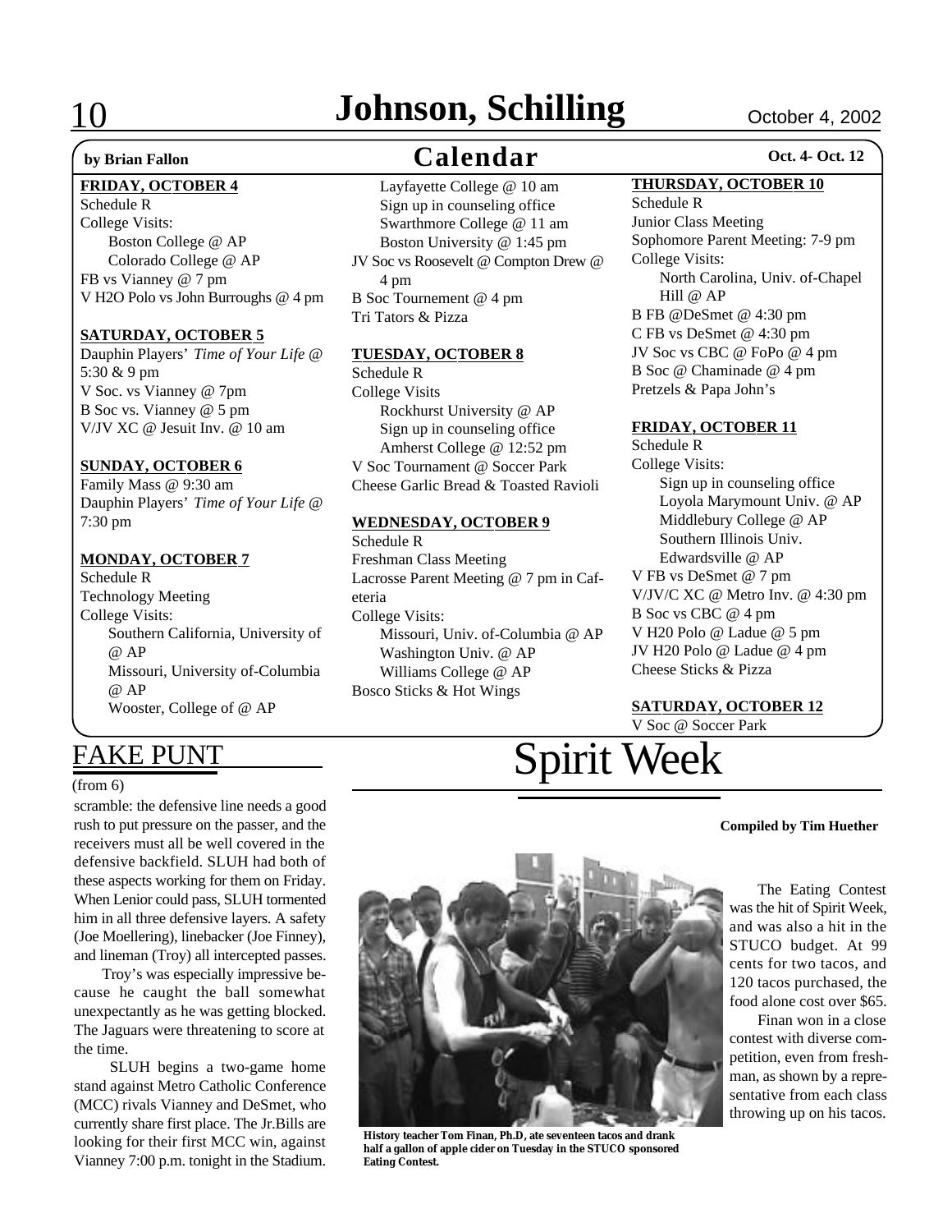# Johnson, Schilling

## Calendar

by Brian Fallon

Oct. 4- Oct. 12

**FRIDAY, OCTOBER 4**
Schedule R
College Visits:
Boston College @ AP
Colorado College @ AP
FB vs Vianney @ 7 pm
V H2O Polo vs John Burroughs @ 4 pm

**SATURDAY, OCTOBER 5**
Dauphin Players' *Time of Your Life* @ 5:30 & 9 pm
V Soc. vs Vianney @ 7pm
B Soc vs. Vianney @ 5 pm
V/JV XC @ Jesuit Inv. @ 10 am

**SUNDAY, OCTOBER 6**
Family Mass @ 9:30 am
Dauphin Players' *Time of Your Life* @ 7:30 pm

**MONDAY, OCTOBER 7**
Schedule R
Technology Meeting
College Visits:
Southern California, University of @ AP
Missouri, University of-Columbia @ AP
Wooster, College of @ AP
Layfayette College @ 10 am
Sign up in counseling office
Swarthmore College @ 11 am
Boston University @ 1:45 pm
JV Soc vs Roosevelt @ Compton Drew @ 4 pm
B Soc Tournement @ 4 pm
Tri Tators & Pizza

**TUESDAY, OCTOBER 8**
Schedule R
College Visits
Rockhurst University @ AP
Sign up in counseling office
Amherst College @ 12:52 pm
V Soc Tournament @ Soccer Park
Cheese Garlic Bread & Toasted Ravioli

**WEDNESDAY, OCTOBER 9**
Schedule R
Freshman Class Meeting
Lacrosse Parent Meeting @ 7 pm in Cafeteria
College Visits:
Missouri, Univ. of-Columbia @ AP
Washington Univ. @ AP
Williams College @ AP
Bosco Sticks & Hot Wings

**THURSDAY, OCTOBER 10**
Schedule R
Junior Class Meeting
Sophomore Parent Meeting: 7-9 pm
College Visits:
North Carolina, Univ. of-Chapel Hill @ AP
B FB @DeSmet @ 4:30 pm
C FB vs DeSmet @ 4:30 pm
JV Soc vs CBC @ FoPo @ 4 pm
B Soc @ Chaminade @ 4 pm
Pretzels & Papa John's

**FRIDAY, OCTOBER 11**
Schedule R
College Visits:
Sign up in counseling office
Loyola Marymount Univ. @ AP
Middlebury College @ AP
Southern Illinois Univ. Edwardsville @ AP
V FB vs DeSmet @ 7 pm
V/JV/C XC @ Metro Inv. @ 4:30 pm
B Soc vs CBC @ 4 pm
V H20 Polo @ Ladue @ 5 pm
JV H20 Polo @ Ladue @ 4 pm
Cheese Sticks & Pizza

**SATURDAY, OCTOBER 12**
V Soc @ Soccer Park

## FAKE PUNT

(from 6)

scramble: the defensive line needs a good rush to put pressure on the passer, and the receivers must all be well covered in the defensive backfield. SLUH had both of these aspects working for them on Friday. When Lenior could pass, SLUH tormented him in all three defensive layers. A safety (Joe Moellering), linebacker (Joe Finney), and lineman (Troy) all intercepted passes.

Troy's was especially impressive because he caught the ball somewhat unexpectantly as he was getting blocked. The Jaguars were threatening to score at the time.

SLUH begins a two-game home stand against Metro Catholic Conference (MCC) rivals Vianney and DeSmet, who currently share first place. The Jr.Bills are looking for their first MCC win, against Vianney 7:00 p.m. tonight in the Stadium.

## Spirit Week

**Compiled by Tim Huether**

History teacher Tom Finan, Ph.D, ate seventeen tacos and drank half a gallon of apple cider on Tuesday in the STUCO sponsored Eating Contest.

The Eating Contest was the hit of Spirit Week, and was also a hit in the STUCO budget. At 99 cents for two tacos, and 120 tacos purchased, the food alone cost over $65.

Finan won in a close contest with diverse competition, even from freshman, as shown by a representative from each class throwing up on his tacos.